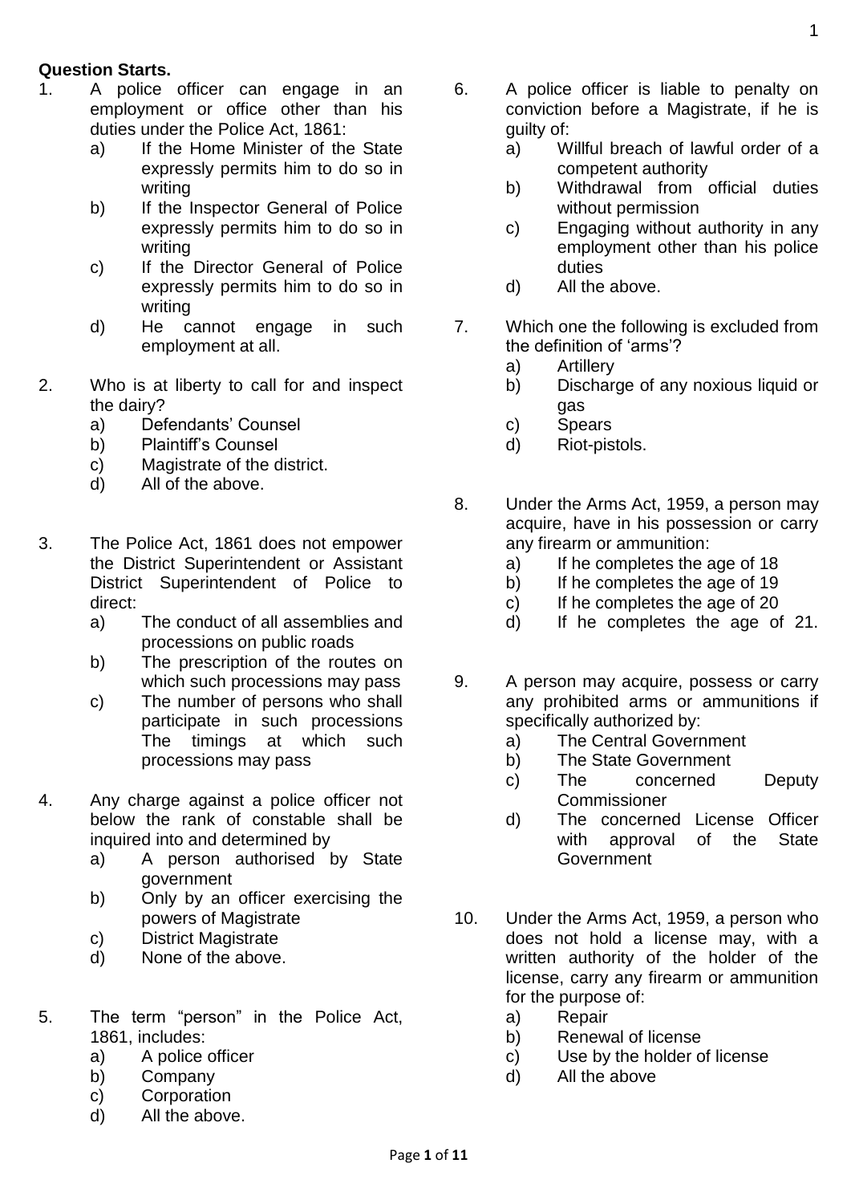**Question Starts.**

1. A police officer can engage in an employment or office other than his duties under the Police Act, 1861:
   a) If the Home Minister of the State expressly permits him to do so in writing
   b) If the Inspector General of Police expressly permits him to do so in writing
   c) If the Director General of Police expressly permits him to do so in writing
   d) He cannot engage in such employment at all.

2. Who is at liberty to call for and inspect the dairy?
   a) Defendants' Counsel
   b) Plaintiff's Counsel
   c) Magistrate of the district.
   d) All of the above.

3. The Police Act, 1861 does not empower the District Superintendent or Assistant District Superintendent of Police to direct:
   a) The conduct of all assemblies and processions on public roads
   b) The prescription of the routes on which such processions may pass
   c) The number of persons who shall participate in such processions The timings at which such processions may pass

4. Any charge against a police officer not below the rank of constable shall be inquired into and determined by
   a) A person authorised by State government
   b) Only by an officer exercising the powers of Magistrate
   c) District Magistrate
   d) None of the above.

5. The term "person" in the Police Act, 1861, includes:
   a) A police officer
   b) Company
   c) Corporation
   d) All the above.

6. A police officer is liable to penalty on conviction before a Magistrate, if he is guilty of:
   a) Willful breach of lawful order of a competent authority
   b) Withdrawal from official duties without permission
   c) Engaging without authority in any employment other than his police duties
   d) All the above.

7. Which one the following is excluded from the definition of 'arms'?
   a) Artillery
   b) Discharge of any noxious liquid or gas
   c) Spears
   d) Riot-pistols.

8. Under the Arms Act, 1959, a person may acquire, have in his possession or carry any firearm or ammunition:
   a) If he completes the age of 18
   b) If he completes the age of 19
   c) If he completes the age of 20
   d) If he completes the age of 21.

9. A person may acquire, possess or carry any prohibited arms or ammunitions if specifically authorized by:
   a) The Central Government
   b) The State Government
   c) The concerned Deputy Commissioner
   d) The concerned License Officer with approval of the State Government

10. Under the Arms Act, 1959, a person who does not hold a license may, with a written authority of the holder of the license, carry any firearm or ammunition for the purpose of:
    a) Repair
    b) Renewal of license
    c) Use by the holder of license
    d) All the above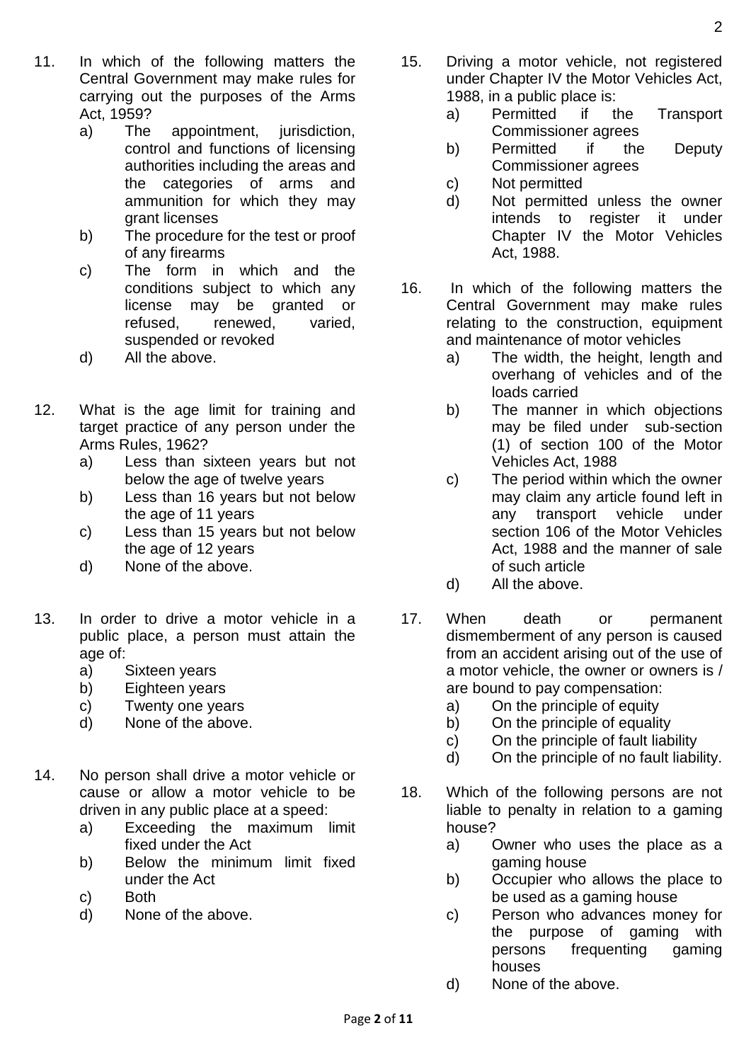11. In which of the following matters the Central Government may make rules for carrying out the purposes of the Arms Act, 1959?
    a) The appointment, jurisdiction, control and functions of licensing authorities including the areas and the categories of arms and ammunition for which they may grant licenses
    b) The procedure for the test or proof of any firearms
    c) The form in which and the conditions subject to which any license may be granted or refused, renewed, varied, suspended or revoked
    d) All the above.

12. What is the age limit for training and target practice of any person under the Arms Rules, 1962?
    a) Less than sixteen years but not below the age of twelve years
    b) Less than 16 years but not below the age of 11 years
    c) Less than 15 years but not below the age of 12 years
    d) None of the above.

13. In order to drive a motor vehicle in a public place, a person must attain the age of:
    a) Sixteen years
    b) Eighteen years
    c) Twenty one years
    d) None of the above.

14. No person shall drive a motor vehicle or cause or allow a motor vehicle to be driven in any public place at a speed:
    a) Exceeding the maximum limit fixed under the Act
    b) Below the minimum limit fixed under the Act
    c) Both
    d) None of the above.

15. Driving a motor vehicle, not registered under Chapter IV the Motor Vehicles Act, 1988, in a public place is:
    a) Permitted if the Transport Commissioner agrees
    b) Permitted if the Deputy Commissioner agrees
    c) Not permitted
    d) Not permitted unless the owner intends to register it under Chapter IV the Motor Vehicles Act, 1988.

16. In which of the following matters the Central Government may make rules relating to the construction, equipment and maintenance of motor vehicles
    a) The width, the height, length and overhang of vehicles and of the loads carried
    b) The manner in which objections may be filed under sub-section (1) of section 100 of the Motor Vehicles Act, 1988
    c) The period within which the owner may claim any article found left in any transport vehicle under section 106 of the Motor Vehicles Act, 1988 and the manner of sale of such article
    d) All the above.

17. When death or permanent dismemberment of any person is caused from an accident arising out of the use of a motor vehicle, the owner or owners is / are bound to pay compensation:
    a) On the principle of equity
    b) On the principle of equality
    c) On the principle of fault liability
    d) On the principle of no fault liability.

18. Which of the following persons are not liable to penalty in relation to a gaming house?
    a) Owner who uses the place as a gaming house
    b) Occupier who allows the place to be used as a gaming house
    c) Person who advances money for the purpose of gaming with persons frequenting gaming houses
    d) None of the above.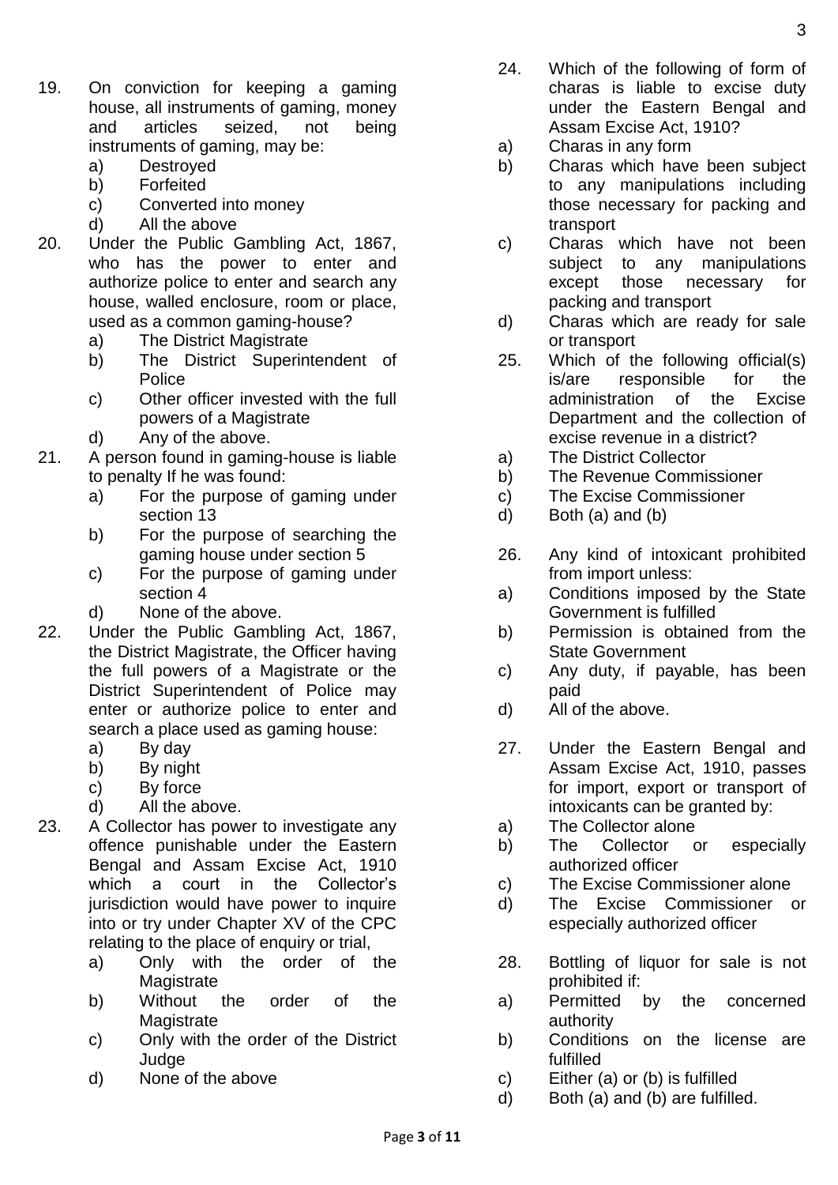19. On conviction for keeping a gaming house, all instruments of gaming, money and articles seized, not being instruments of gaming, may be:
    a) Destroyed
    b) Forfeited
    c) Converted into money
    d) All the above

20. Under the Public Gambling Act, 1867, who has the power to enter and authorize police to enter and search any house, walled enclosure, room or place, used as a common gaming-house?
    a) The District Magistrate
    b) The District Superintendent of Police
    c) Other officer invested with the full powers of a Magistrate
    d) Any of the above.

21. A person found in gaming-house is liable to penalty If he was found:
    a) For the purpose of gaming under section 13
    b) For the purpose of searching the gaming house under section 5
    c) For the purpose of gaming under section 4
    d) None of the above.

22. Under the Public Gambling Act, 1867, the District Magistrate, the Officer having the full powers of a Magistrate or the District Superintendent of Police may enter or authorize police to enter and search a place used as gaming house:
    a) By day
    b) By night
    c) By force
    d) All the above.

23. A Collector has power to investigate any offence punishable under the Eastern Bengal and Assam Excise Act, 1910 which a court in the Collector's jurisdiction would have power to inquire into or try under Chapter XV of the CPC relating to the place of enquiry or trial,
    a) Only with the order of the Magistrate
    b) Without the order of the Magistrate
    c) Only with the order of the District Judge
    d) None of the above

24. Which of the following of form of charas is liable to excise duty under the Eastern Bengal and Assam Excise Act, 1910?
    a) Charas in any form
    b) Charas which have been subject to any manipulations including those necessary for packing and transport
    c) Charas which have not been subject to any manipulations except those necessary for packing and transport
    d) Charas which are ready for sale or transport

25. Which of the following official(s) is/are responsible for the administration of the Excise Department and the collection of excise revenue in a district?
    a) The District Collector
    b) The Revenue Commissioner
    c) The Excise Commissioner
    d) Both (a) and (b)

26. Any kind of intoxicant prohibited from import unless:
    a) Conditions imposed by the State Government is fulfilled
    b) Permission is obtained from the State Government
    c) Any duty, if payable, has been paid
    d) All of the above.

27. Under the Eastern Bengal and Assam Excise Act, 1910, passes for import, export or transport of intoxicants can be granted by:
    a) The Collector alone
    b) The Collector or especially authorized officer
    c) The Excise Commissioner alone
    d) The Excise Commissioner or especially authorized officer

28. Bottling of liquor for sale is not prohibited if:
    a) Permitted by the concerned authority
    b) Conditions on the license are fulfilled
    c) Either (a) or (b) is fulfilled
    d) Both (a) and (b) are fulfilled.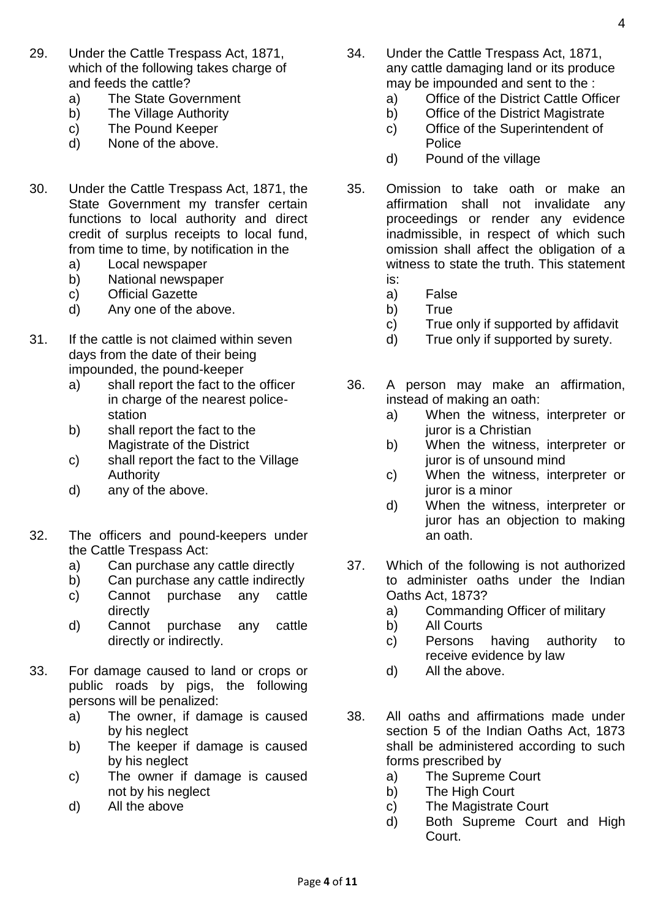29. Under the Cattle Trespass Act, 1871, which of the following takes charge of and feeds the cattle?
    a) The State Government
    b) The Village Authority
    c) The Pound Keeper
    d) None of the above.

30. Under the Cattle Trespass Act, 1871, the State Government my transfer certain functions to local authority and direct credit of surplus receipts to local fund, from time to time, by notification in the
    a) Local newspaper
    b) National newspaper
    c) Official Gazette
    d) Any one of the above.

31. If the cattle is not claimed within seven days from the date of their being impounded, the pound-keeper
    a) shall report the fact to the officer in charge of the nearest police-station
    b) shall report the fact to the Magistrate of the District
    c) shall report the fact to the Village Authority
    d) any of the above.

32. The officers and pound-keepers under the Cattle Trespass Act:
    a) Can purchase any cattle directly
    b) Can purchase any cattle indirectly
    c) Cannot purchase any cattle directly
    d) Cannot purchase any cattle directly or indirectly.

33. For damage caused to land or crops or public roads by pigs, the following persons will be penalized:
    a) The owner, if damage is caused by his neglect
    b) The keeper if damage is caused by his neglect
    c) The owner if damage is caused not by his neglect
    d) All the above

34. Under the Cattle Trespass Act, 1871, any cattle damaging land or its produce may be impounded and sent to the :
    a) Office of the District Cattle Officer
    b) Office of the District Magistrate
    c) Office of the Superintendent of Police
    d) Pound of the village

35. Omission to take oath or make an affirmation shall not invalidate any proceedings or render any evidence inadmissible, in respect of which such omission shall affect the obligation of a witness to state the truth. This statement is:
    a) False
    b) True
    c) True only if supported by affidavit
    d) True only if supported by surety.

36. A person may make an affirmation, instead of making an oath:
    a) When the witness, interpreter or juror is a Christian
    b) When the witness, interpreter or juror is of unsound mind
    c) When the witness, interpreter or juror is a minor
    d) When the witness, interpreter or juror has an objection to making an oath.

37. Which of the following is not authorized to administer oaths under the Indian Oaths Act, 1873?
    a) Commanding Officer of military
    b) All Courts
    c) Persons having authority to receive evidence by law
    d) All the above.

38. All oaths and affirmations made under section 5 of the Indian Oaths Act, 1873 shall be administered according to such forms prescribed by
    a) The Supreme Court
    b) The High Court
    c) The Magistrate Court
    d) Both Supreme Court and High Court.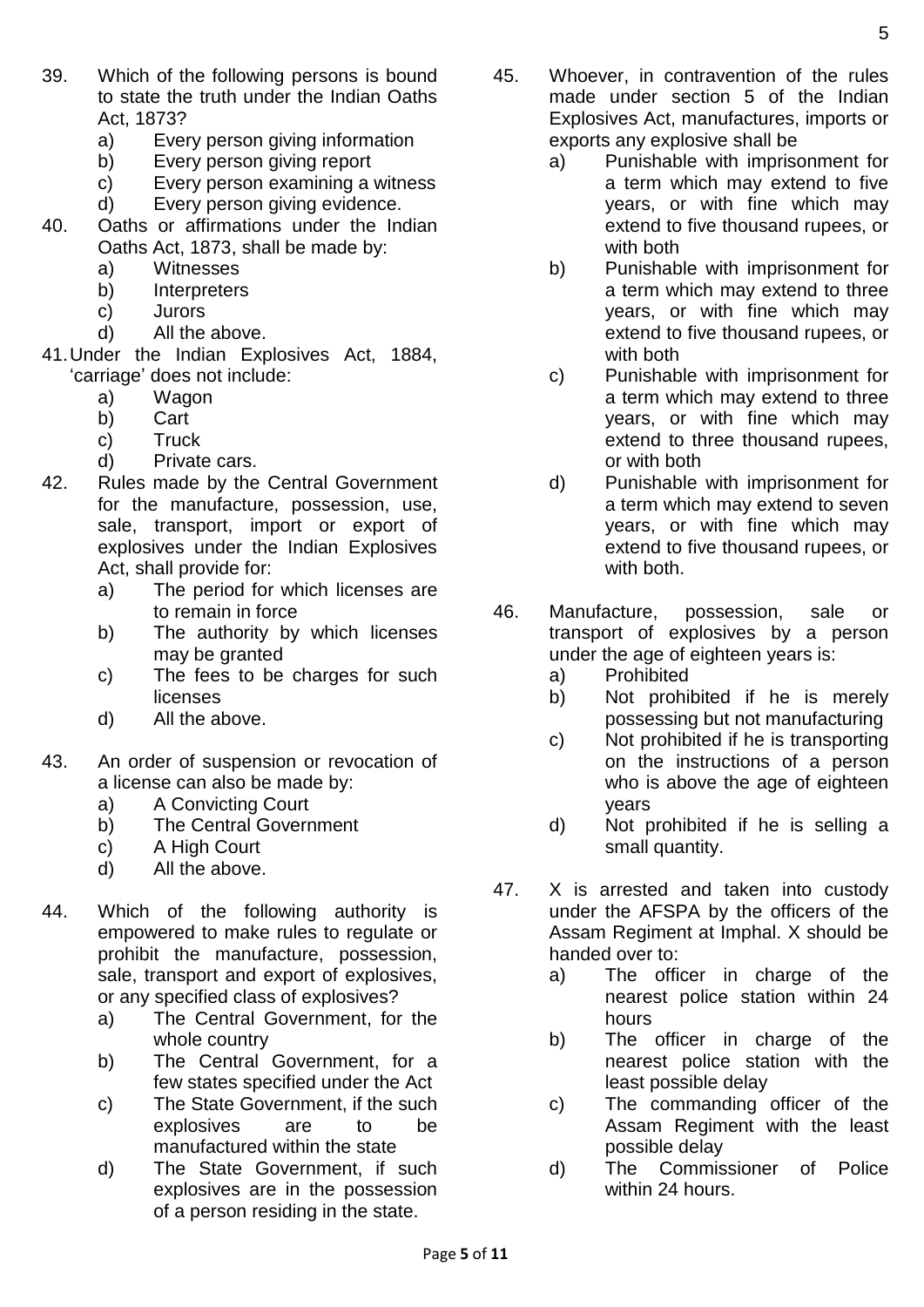39. Which of the following persons is bound to state the truth under the Indian Oaths Act, 1873?
    a) Every person giving information
    b) Every person giving report
    c) Every person examining a witness
    d) Every person giving evidence.

40. Oaths or affirmations under the Indian Oaths Act, 1873, shall be made by:
    a) Witnesses
    b) Interpreters
    c) Jurors
    d) All the above.

41. Under the Indian Explosives Act, 1884, 'carriage' does not include:
    a) Wagon
    b) Cart
    c) Truck
    d) Private cars.

42. Rules made by the Central Government for the manufacture, possession, use, sale, transport, import or export of explosives under the Indian Explosives Act, shall provide for:
    a) The period for which licenses are to remain in force
    b) The authority by which licenses may be granted
    c) The fees to be charges for such licenses
    d) All the above.

43. An order of suspension or revocation of a license can also be made by:
    a) A Convicting Court
    b) The Central Government
    c) A High Court
    d) All the above.

44. Which of the following authority is empowered to make rules to regulate or prohibit the manufacture, possession, sale, transport and export of explosives, or any specified class of explosives?
    a) The Central Government, for the whole country
    b) The Central Government, for a few states specified under the Act
    c) The State Government, if the such explosives are to be manufactured within the state
    d) The State Government, if such explosives are in the possession of a person residing in the state.

45. Whoever, in contravention of the rules made under section 5 of the Indian Explosives Act, manufactures, imports or exports any explosive shall be
    a) Punishable with imprisonment for a term which may extend to five years, or with fine which may extend to five thousand rupees, or with both
    b) Punishable with imprisonment for a term which may extend to three years, or with fine which may extend to five thousand rupees, or with both
    c) Punishable with imprisonment for a term which may extend to three years, or with fine which may extend to three thousand rupees, or with both
    d) Punishable with imprisonment for a term which may extend to seven years, or with fine which may extend to five thousand rupees, or with both.

46. Manufacture, possession, sale or transport of explosives by a person under the age of eighteen years is:
    a) Prohibited
    b) Not prohibited if he is merely possessing but not manufacturing
    c) Not prohibited if he is transporting on the instructions of a person who is above the age of eighteen years
    d) Not prohibited if he is selling a small quantity.

47. X is arrested and taken into custody under the AFSPA by the officers of the Assam Regiment at Imphal. X should be handed over to:
    a) The officer in charge of the nearest police station within 24 hours
    b) The officer in charge of the nearest police station with the least possible delay
    c) The commanding officer of the Assam Regiment with the least possible delay
    d) The Commissioner of Police within 24 hours.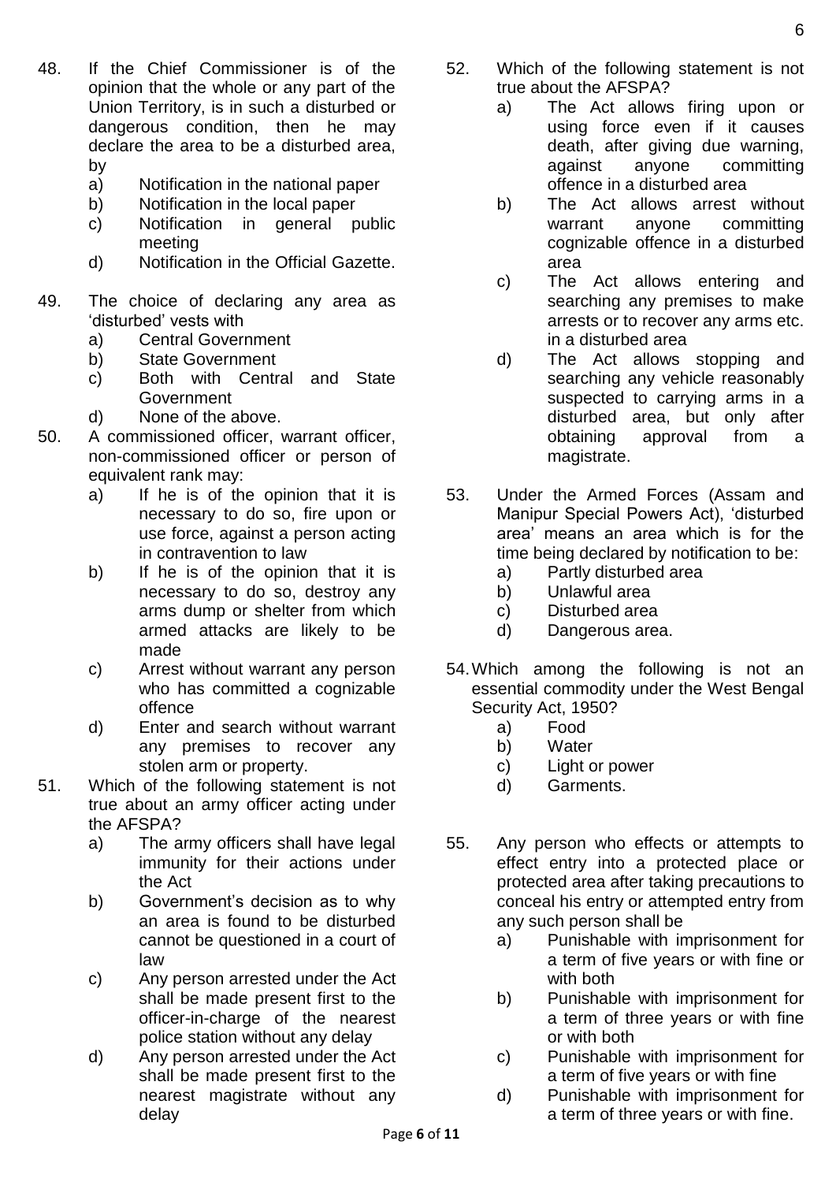48. If the Chief Commissioner is of the opinion that the whole or any part of the Union Territory, is in such a disturbed or dangerous condition, then he may declare the area to be a disturbed area, by
    a) Notification in the national paper
    b) Notification in the local paper
    c) Notification in general public meeting
    d) Notification in the Official Gazette.

49. The choice of declaring any area as 'disturbed' vests with
    a) Central Government
    b) State Government
    c) Both with Central and State Government
    d) None of the above.

50. A commissioned officer, warrant officer, non-commissioned officer or person of equivalent rank may:
    a) If he is of the opinion that it is necessary to do so, fire upon or use force, against a person acting in contravention to law
    b) If he is of the opinion that it is necessary to do so, destroy any arms dump or shelter from which armed attacks are likely to be made
    c) Arrest without warrant any person who has committed a cognizable offence
    d) Enter and search without warrant any premises to recover any stolen arm or property.

51. Which of the following statement is not true about an army officer acting under the AFSPA?
    a) The army officers shall have legal immunity for their actions under the Act
    b) Government's decision as to why an area is found to be disturbed cannot be questioned in a court of law
    c) Any person arrested under the Act shall be made present first to the officer-in-charge of the nearest police station without any delay
    d) Any person arrested under the Act shall be made present first to the nearest magistrate without any delay

52. Which of the following statement is not true about the AFSPA?
    a) The Act allows firing upon or using force even if it causes death, after giving due warning, against anyone committing offence in a disturbed area
    b) The Act allows arrest without warrant anyone committing cognizable offence in a disturbed area
    c) The Act allows entering and searching any premises to make arrests or to recover any arms etc. in a disturbed area
    d) The Act allows stopping and searching any vehicle reasonably suspected to carrying arms in a disturbed area, but only after obtaining approval from a magistrate.

53. Under the Armed Forces (Assam and Manipur Special Powers Act), 'disturbed area' means an area which is for the time being declared by notification to be:
    a) Partly disturbed area
    b) Unlawful area
    c) Disturbed area
    d) Dangerous area.

54. Which among the following is not an essential commodity under the West Bengal Security Act, 1950?
    a) Food
    b) Water
    c) Light or power
    d) Garments.

55. Any person who effects or attempts to effect entry into a protected place or protected area after taking precautions to conceal his entry or attempted entry from any such person shall be
    a) Punishable with imprisonment for a term of five years or with fine or with both
    b) Punishable with imprisonment for a term of three years or with fine or with both
    c) Punishable with imprisonment for a term of five years or with fine
    d) Punishable with imprisonment for a term of three years or with fine.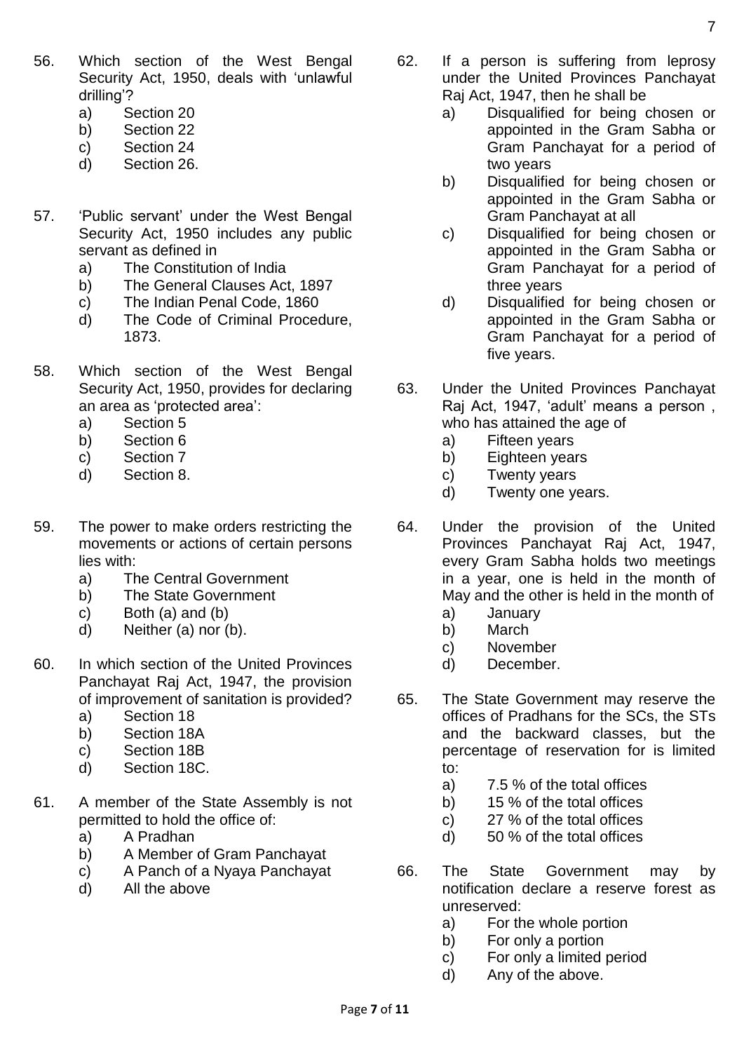56. Which section of the West Bengal Security Act, 1950, deals with 'unlawful drilling'?
    a) Section 20
    b) Section 22
    c) Section 24
    d) Section 26.

57. 'Public servant' under the West Bengal Security Act, 1950 includes any public servant as defined in
    a) The Constitution of India
    b) The General Clauses Act, 1897
    c) The Indian Penal Code, 1860
    d) The Code of Criminal Procedure, 1873.

58. Which section of the West Bengal Security Act, 1950, provides for declaring an area as 'protected area':
    a) Section 5
    b) Section 6
    c) Section 7
    d) Section 8.

59. The power to make orders restricting the movements or actions of certain persons lies with:
    a) The Central Government
    b) The State Government
    c) Both (a) and (b)
    d) Neither (a) nor (b).

60. In which section of the United Provinces Panchayat Raj Act, 1947, the provision of improvement of sanitation is provided?
    a) Section 18
    b) Section 18A
    c) Section 18B
    d) Section 18C.

61. A member of the State Assembly is not permitted to hold the office of:
    a) A Pradhan
    b) A Member of Gram Panchayat
    c) A Panch of a Nyaya Panchayat
    d) All the above

62. If a person is suffering from leprosy under the United Provinces Panchayat Raj Act, 1947, then he shall be
    a) Disqualified for being chosen or appointed in the Gram Sabha or Gram Panchayat for a period of two years
    b) Disqualified for being chosen or appointed in the Gram Sabha or Gram Panchayat at all
    c) Disqualified for being chosen or appointed in the Gram Sabha or Gram Panchayat for a period of three years
    d) Disqualified for being chosen or appointed in the Gram Sabha or Gram Panchayat for a period of five years.

63. Under the United Provinces Panchayat Raj Act, 1947, 'adult' means a person , who has attained the age of
    a) Fifteen years
    b) Eighteen years
    c) Twenty years
    d) Twenty one years.

64. Under the provision of the United Provinces Panchayat Raj Act, 1947, every Gram Sabha holds two meetings in a year, one is held in the month of May and the other is held in the month of
    a) January
    b) March
    c) November
    d) December.

65. The State Government may reserve the offices of Pradhans for the SCs, the STs and the backward classes, but the percentage of reservation for is limited to:
    a) 7.5 % of the total offices
    b) 15 % of the total offices
    c) 27 % of the total offices
    d) 50 % of the total offices

66. The State Government may by notification declare a reserve forest as unreserved:
    a) For the whole portion
    b) For only a portion
    c) For only a limited period
    d) Any of the above.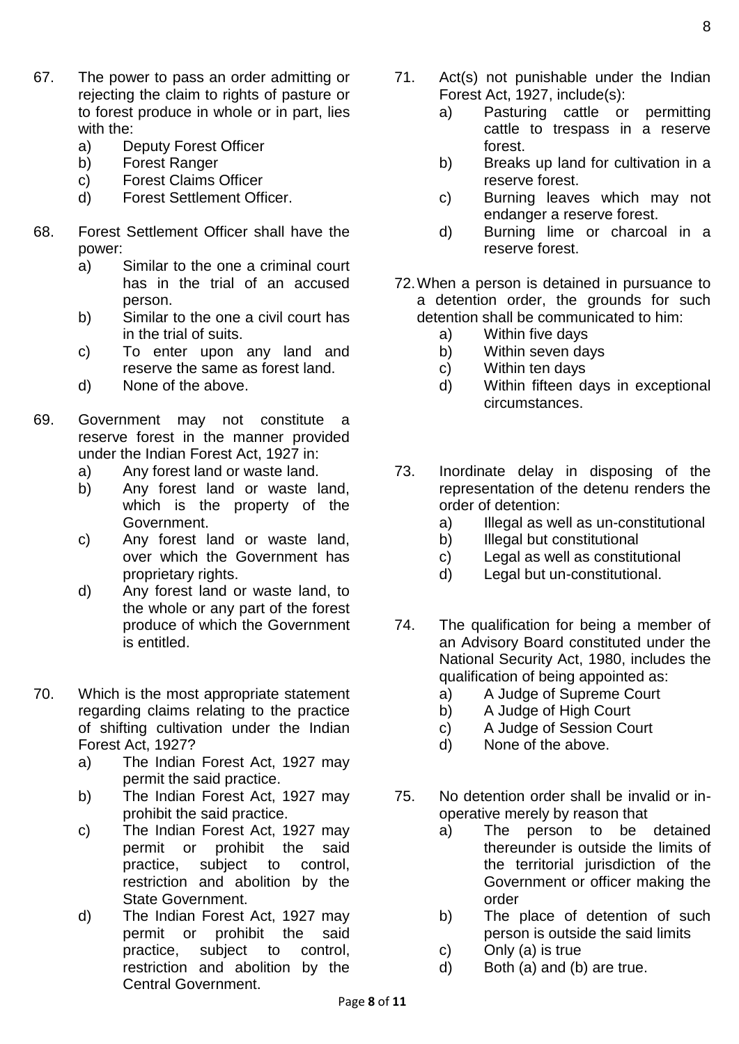67. The power to pass an order admitting or rejecting the claim to rights of pasture or to forest produce in whole or in part, lies with the:
    a) Deputy Forest Officer
    b) Forest Ranger
    c) Forest Claims Officer
    d) Forest Settlement Officer.

68. Forest Settlement Officer shall have the power:
    a) Similar to the one a criminal court has in the trial of an accused person.
    b) Similar to the one a civil court has in the trial of suits.
    c) To enter upon any land and reserve the same as forest land.
    d) None of the above.

69. Government may not constitute a reserve forest in the manner provided under the Indian Forest Act, 1927 in:
    a) Any forest land or waste land.
    b) Any forest land or waste land, which is the property of the Government.
    c) Any forest land or waste land, over which the Government has proprietary rights.
    d) Any forest land or waste land, to the whole or any part of the forest produce of which the Government is entitled.

70. Which is the most appropriate statement regarding claims relating to the practice of shifting cultivation under the Indian Forest Act, 1927?
    a) The Indian Forest Act, 1927 may permit the said practice.
    b) The Indian Forest Act, 1927 may prohibit the said practice.
    c) The Indian Forest Act, 1927 may permit or prohibit the said practice, subject to control, restriction and abolition by the State Government.
    d) The Indian Forest Act, 1927 may permit or prohibit the said practice, subject to control, restriction and abolition by the Central Government.

71. Act(s) not punishable under the Indian Forest Act, 1927, include(s):
    a) Pasturing cattle or permitting cattle to trespass in a reserve forest.
    b) Breaks up land for cultivation in a reserve forest.
    c) Burning leaves which may not endanger a reserve forest.
    d) Burning lime or charcoal in a reserve forest.

72. When a person is detained in pursuance to a detention order, the grounds for such detention shall be communicated to him:
    a) Within five days
    b) Within seven days
    c) Within ten days
    d) Within fifteen days in exceptional circumstances.

73. Inordinate delay in disposing of the representation of the detenu renders the order of detention:
    a) Illegal as well as un-constitutional
    b) Illegal but constitutional
    c) Legal as well as constitutional
    d) Legal but un-constitutional.

74. The qualification for being a member of an Advisory Board constituted under the National Security Act, 1980, includes the qualification of being appointed as:
    a) A Judge of Supreme Court
    b) A Judge of High Court
    c) A Judge of Session Court
    d) None of the above.

75. No detention order shall be invalid or in-operative merely by reason that
    a) The person to be detained thereunder is outside the limits of the territorial jurisdiction of the Government or officer making the order
    b) The place of detention of such person is outside the said limits
    c) Only (a) is true
    d) Both (a) and (b) are true.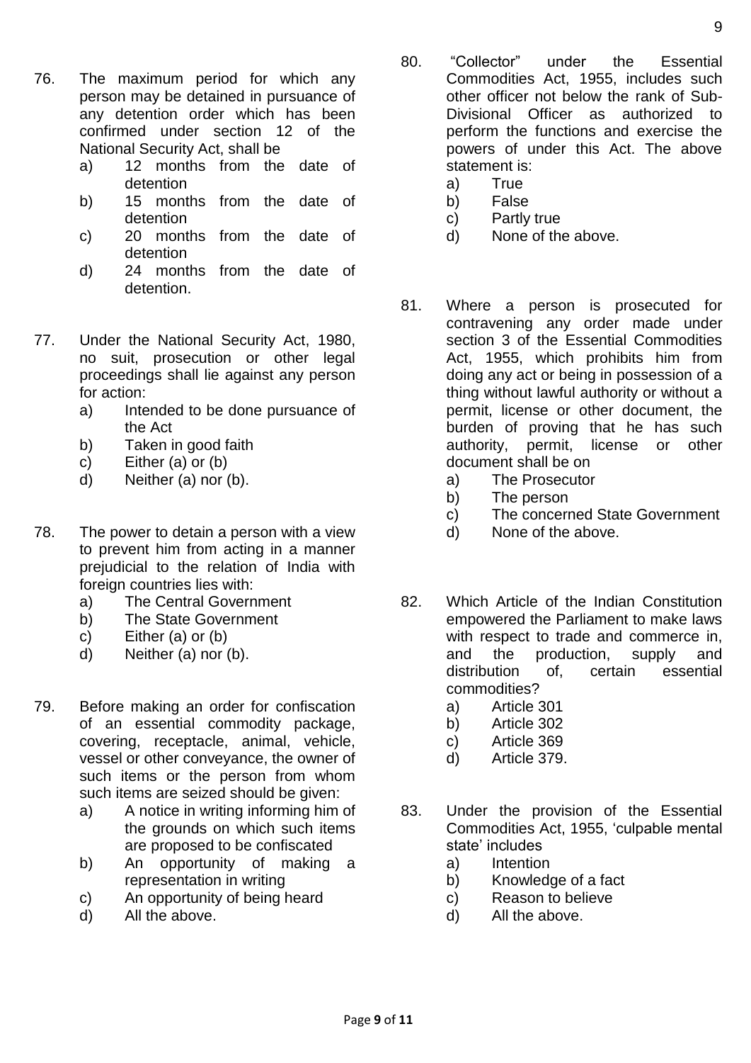76. The maximum period for which any person may be detained in pursuance of any detention order which has been confirmed under section 12 of the National Security Act, shall be
    - a) 12 months from the date of detention
    - b) 15 months from the date of detention
    - c) 20 months from the date of detention
    - d) 24 months from the date of detention.

77. Under the National Security Act, 1980, no suit, prosecution or other legal proceedings shall lie against any person for action:
    - a) Intended to be done pursuance of the Act
    - b) Taken in good faith
    - c) Either (a) or (b)
    - d) Neither (a) nor (b).

78. The power to detain a person with a view to prevent him from acting in a manner prejudicial to the relation of India with foreign countries lies with:
    - a) The Central Government
    - b) The State Government
    - c) Either (a) or (b)
    - d) Neither (a) nor (b).

79. Before making an order for confiscation of an essential commodity package, covering, receptacle, animal, vehicle, vessel or other conveyance, the owner of such items or the person from whom such items are seized should be given:
    - a) A notice in writing informing him of the grounds on which such items are proposed to be confiscated
    - b) An opportunity of making a representation in writing
    - c) An opportunity of being heard
    - d) All the above.

80. "Collector" under the Essential Commodities Act, 1955, includes such other officer not below the rank of Sub-Divisional Officer as authorized to perform the functions and exercise the powers of under this Act. The above statement is:
    - a) True
    - b) False
    - c) Partly true
    - d) None of the above.

81. Where a person is prosecuted for contravening any order made under section 3 of the Essential Commodities Act, 1955, which prohibits him from doing any act or being in possession of a thing without lawful authority or without a permit, license or other document, the burden of proving that he has such authority, permit, license or other document shall be on
    - a) The Prosecutor
    - b) The person
    - c) The concerned State Government
    - d) None of the above.

82. Which Article of the Indian Constitution empowered the Parliament to make laws with respect to trade and commerce in, and the production, supply and distribution of, certain essential commodities?
    - a) Article 301
    - b) Article 302
    - c) Article 369
    - d) Article 379.

83. Under the provision of the Essential Commodities Act, 1955, 'culpable mental state' includes
    - a) Intention
    - b) Knowledge of a fact
    - c) Reason to believe
    - d) All the above.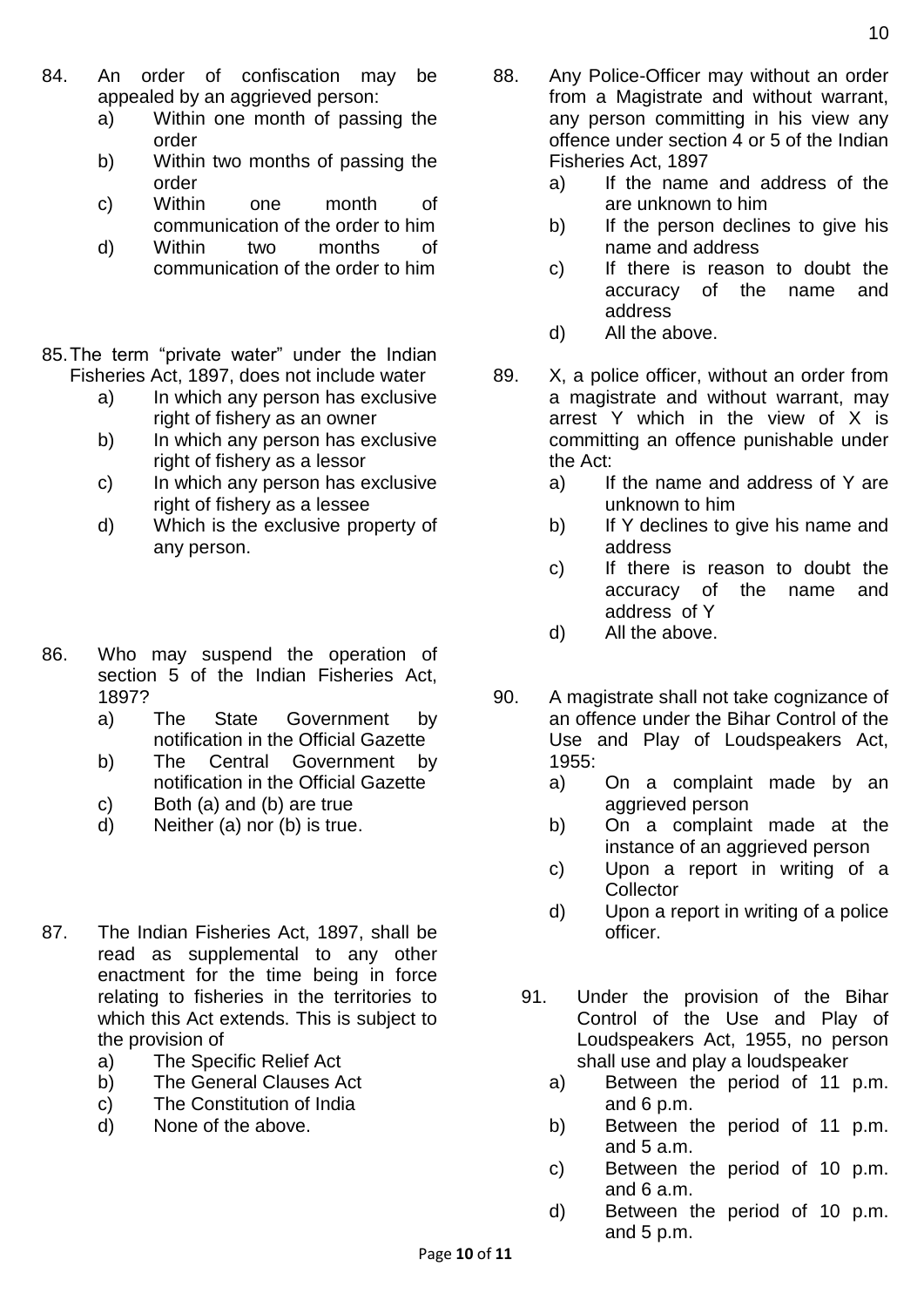84. An order of confiscation may be appealed by an aggrieved person:
    a) Within one month of passing the order
    b) Within two months of passing the order
    c) Within one month of communication of the order to him
    d) Within two months of communication of the order to him

85. The term "private water" under the Indian Fisheries Act, 1897, does not include water
    a) In which any person has exclusive right of fishery as an owner
    b) In which any person has exclusive right of fishery as a lessor
    c) In which any person has exclusive right of fishery as a lessee
    d) Which is the exclusive property of any person.

86. Who may suspend the operation of section 5 of the Indian Fisheries Act, 1897?
    a) The State Government by notification in the Official Gazette
    b) The Central Government by notification in the Official Gazette
    c) Both (a) and (b) are true
    d) Neither (a) nor (b) is true.

87. The Indian Fisheries Act, 1897, shall be read as supplemental to any other enactment for the time being in force relating to fisheries in the territories to which this Act extends. This is subject to the provision of
    a) The Specific Relief Act
    b) The General Clauses Act
    c) The Constitution of India
    d) None of the above.

88. Any Police-Officer may without an order from a Magistrate and without warrant, any person committing in his view any offence under section 4 or 5 of the Indian Fisheries Act, 1897
    a) If the name and address of the are unknown to him
    b) If the person declines to give his name and address
    c) If there is reason to doubt the accuracy of the name and address
    d) All the above.

89. X, a police officer, without an order from a magistrate and without warrant, may arrest Y which in the view of X is committing an offence punishable under the Act:
    a) If the name and address of Y are unknown to him
    b) If Y declines to give his name and address
    c) If there is reason to doubt the accuracy of the name and address of Y
    d) All the above.

90. A magistrate shall not take cognizance of an offence under the Bihar Control of the Use and Play of Loudspeakers Act, 1955:
    a) On a complaint made by an aggrieved person
    b) On a complaint made at the instance of an aggrieved person
    c) Upon a report in writing of a Collector
    d) Upon a report in writing of a police officer.

91. Under the provision of the Bihar Control of the Use and Play of Loudspeakers Act, 1955, no person shall use and play a loudspeaker
    a) Between the period of 11 p.m. and 6 p.m.
    b) Between the period of 11 p.m. and 5 a.m.
    c) Between the period of 10 p.m. and 6 a.m.
    d) Between the period of 10 p.m. and 5 p.m.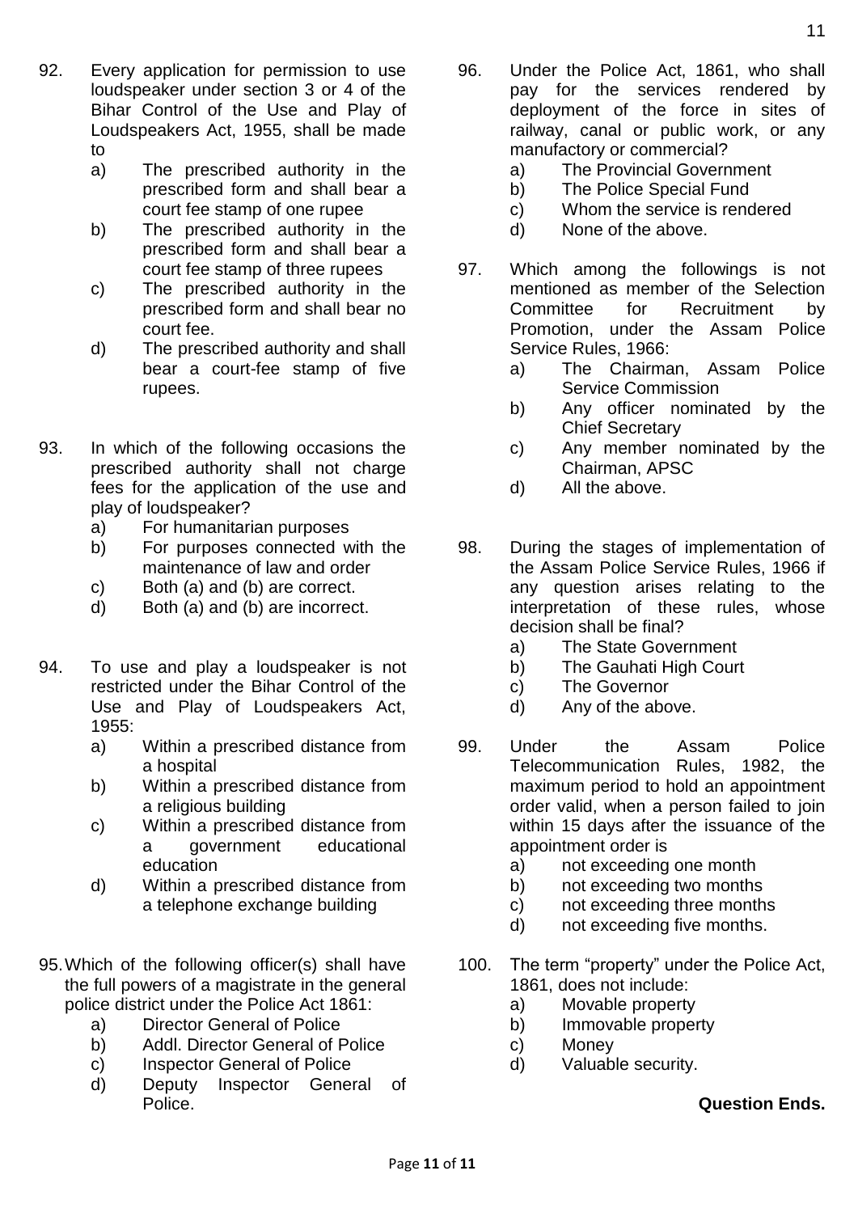92. Every application for permission to use loudspeaker under section 3 or 4 of the Bihar Control of the Use and Play of Loudspeakers Act, 1955, shall be made to
    a) The prescribed authority in the prescribed form and shall bear a court fee stamp of one rupee
    b) The prescribed authority in the prescribed form and shall bear a court fee stamp of three rupees
    c) The prescribed authority in the prescribed form and shall bear no court fee.
    d) The prescribed authority and shall bear a court-fee stamp of five rupees.

93. In which of the following occasions the prescribed authority shall not charge fees for the application of the use and play of loudspeaker?
    a) For humanitarian purposes
    b) For purposes connected with the maintenance of law and order
    c) Both (a) and (b) are correct.
    d) Both (a) and (b) are incorrect.

94. To use and play a loudspeaker is not restricted under the Bihar Control of the Use and Play of Loudspeakers Act, 1955:
    a) Within a prescribed distance from a hospital
    b) Within a prescribed distance from a religious building
    c) Within a prescribed distance from a government educational education
    d) Within a prescribed distance from a telephone exchange building

95. Which of the following officer(s) shall have the full powers of a magistrate in the general police district under the Police Act 1861:
    a) Director General of Police
    b) Addl. Director General of Police
    c) Inspector General of Police
    d) Deputy Inspector General of Police.

96. Under the Police Act, 1861, who shall pay for the services rendered by deployment of the force in sites of railway, canal or public work, or any manufactory or commercial?
    a) The Provincial Government
    b) The Police Special Fund
    c) Whom the service is rendered
    d) None of the above.

97. Which among the followings is not mentioned as member of the Selection Committee for Recruitment by Promotion, under the Assam Police Service Rules, 1966:
    a) The Chairman, Assam Police Service Commission
    b) Any officer nominated by the Chief Secretary
    c) Any member nominated by the Chairman, APSC
    d) All the above.

98. During the stages of implementation of the Assam Police Service Rules, 1966 if any question arises relating to the interpretation of these rules, whose decision shall be final?
    a) The State Government
    b) The Gauhati High Court
    c) The Governor
    d) Any of the above.

99. Under the Assam Police Telecommunication Rules, 1982, the maximum period to hold an appointment order valid, when a person failed to join within 15 days after the issuance of the appointment order is
    a) not exceeding one month
    b) not exceeding two months
    c) not exceeding three months
    d) not exceeding five months.

100. The term "property" under the Police Act, 1861, does not include:
    a) Movable property
    b) Immovable property
    c) Money
    d) Valuable security.

**Question Ends.**